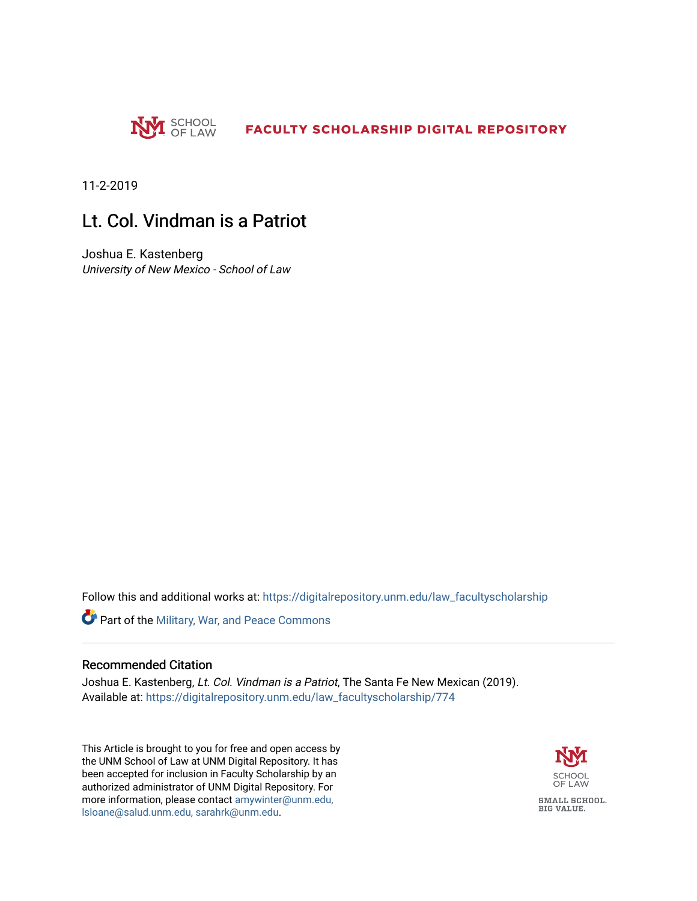SCHOOL OF LAW

FACULTY SCHOLARSHIP DIGITAL REPOSITORY

11-2-2019

# Lt. Col. Vindman is a Patriot

Joshua E. Kastenberg
*University of New Mexico - School of Law*

Follow this and additional works at: https://digitalrepository.unm.edu/law_facultyscholarship

Part of the Military, War, and Peace Commons

## Recommended Citation

Joshua E. Kastenberg, *Lt. Col. Vindman is a Patriot*, The Santa Fe New Mexican (2019).
Available at: https://digitalrepository.unm.edu/law_facultyscholarship/774

This Article is brought to you for free and open access by the UNM School of Law at UNM Digital Repository. It has been accepted for inclusion in Faculty Scholarship by an authorized administrator of UNM Digital Repository. For more information, please contact amywinter@unm.edu, lsloane@salud.unm.edu, sarahrk@unm.edu.

SCHOOL OF LAW

SMALL SCHOOL. BIG VALUE.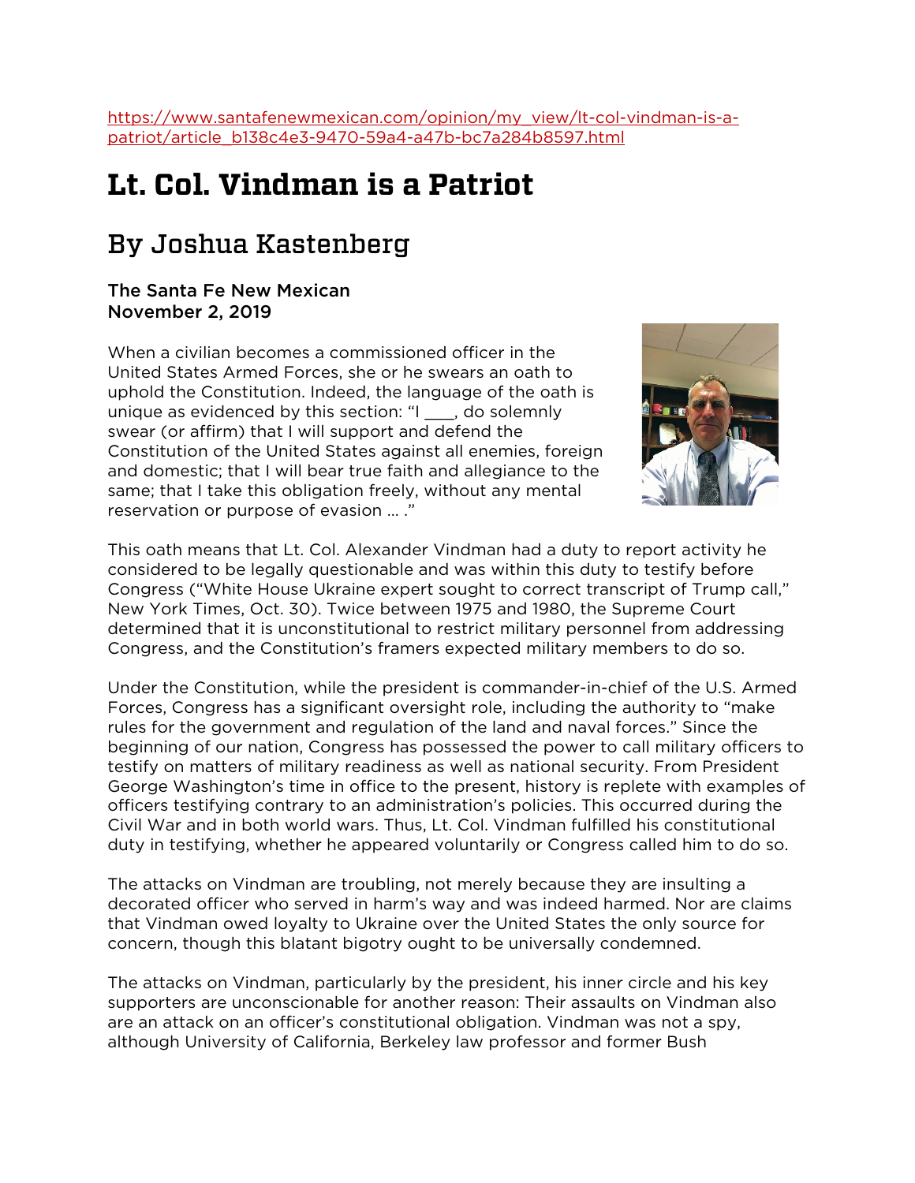https://www.santafenewmexican.com/opinion/my_view/lt-col-vindman-is-a-patriot/article_b138c4e3-9470-59a4-a47b-bc7a284b8597.html

# Lt. Col. Vindman is a Patriot

## By Joshua Kastenberg

**The Santa Fe New Mexican**
**November 2, 2019**

When a civilian becomes a commissioned officer in the United States Armed Forces, she or he swears an oath to uphold the Constitution. Indeed, the language of the oath is unique as evidenced by this section: "I ___, do solemnly swear (or affirm) that I will support and defend the Constitution of the United States against all enemies, foreign and domestic; that I will bear true faith and allegiance to the same; that I take this obligation freely, without any mental reservation or purpose of evasion … ."

This oath means that Lt. Col. Alexander Vindman had a duty to report activity he considered to be legally questionable and was within this duty to testify before Congress ("White House Ukraine expert sought to correct transcript of Trump call," New York Times, Oct. 30). Twice between 1975 and 1980, the Supreme Court determined that it is unconstitutional to restrict military personnel from addressing Congress, and the Constitution's framers expected military members to do so.

Under the Constitution, while the president is commander-in-chief of the U.S. Armed Forces, Congress has a significant oversight role, including the authority to "make rules for the government and regulation of the land and naval forces." Since the beginning of our nation, Congress has possessed the power to call military officers to testify on matters of military readiness as well as national security. From President George Washington's time in office to the present, history is replete with examples of officers testifying contrary to an administration's policies. This occurred during the Civil War and in both world wars. Thus, Lt. Col. Vindman fulfilled his constitutional duty in testifying, whether he appeared voluntarily or Congress called him to do so.

The attacks on Vindman are troubling, not merely because they are insulting a decorated officer who served in harm's way and was indeed harmed. Nor are claims that Vindman owed loyalty to Ukraine over the United States the only source for concern, though this blatant bigotry ought to be universally condemned.

The attacks on Vindman, particularly by the president, his inner circle and his key supporters are unconscionable for another reason: Their assaults on Vindman also are an attack on an officer's constitutional obligation. Vindman was not a spy, although University of California, Berkeley law professor and former Bush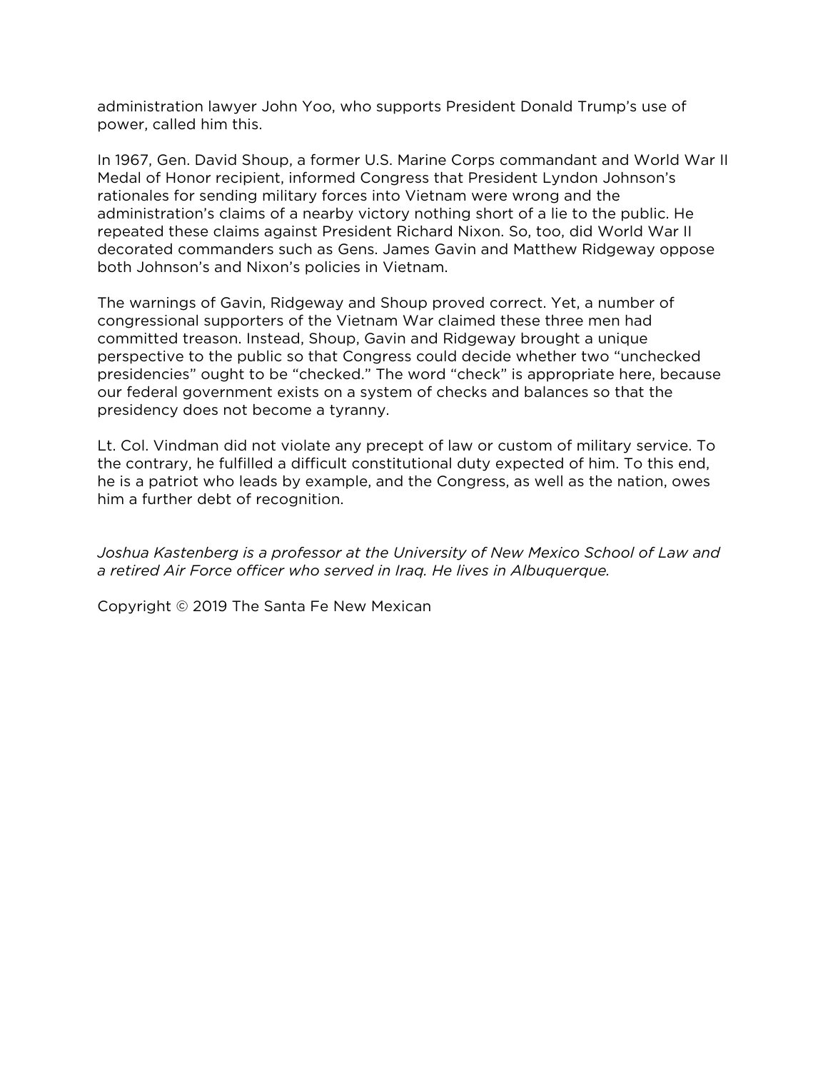administration lawyer John Yoo, who supports President Donald Trump's use of power, called him this.

In 1967, Gen. David Shoup, a former U.S. Marine Corps commandant and World War II Medal of Honor recipient, informed Congress that President Lyndon Johnson's rationales for sending military forces into Vietnam were wrong and the administration's claims of a nearby victory nothing short of a lie to the public. He repeated these claims against President Richard Nixon. So, too, did World War II decorated commanders such as Gens. James Gavin and Matthew Ridgeway oppose both Johnson's and Nixon's policies in Vietnam.

The warnings of Gavin, Ridgeway and Shoup proved correct. Yet, a number of congressional supporters of the Vietnam War claimed these three men had committed treason. Instead, Shoup, Gavin and Ridgeway brought a unique perspective to the public so that Congress could decide whether two "unchecked presidencies" ought to be "checked." The word "check" is appropriate here, because our federal government exists on a system of checks and balances so that the presidency does not become a tyranny.

Lt. Col. Vindman did not violate any precept of law or custom of military service. To the contrary, he fulfilled a difficult constitutional duty expected of him. To this end, he is a patriot who leads by example, and the Congress, as well as the nation, owes him a further debt of recognition.

*Joshua Kastenberg is a professor at the University of New Mexico School of Law and a retired Air Force officer who served in Iraq. He lives in Albuquerque.*

Copyright © 2019 The Santa Fe New Mexican